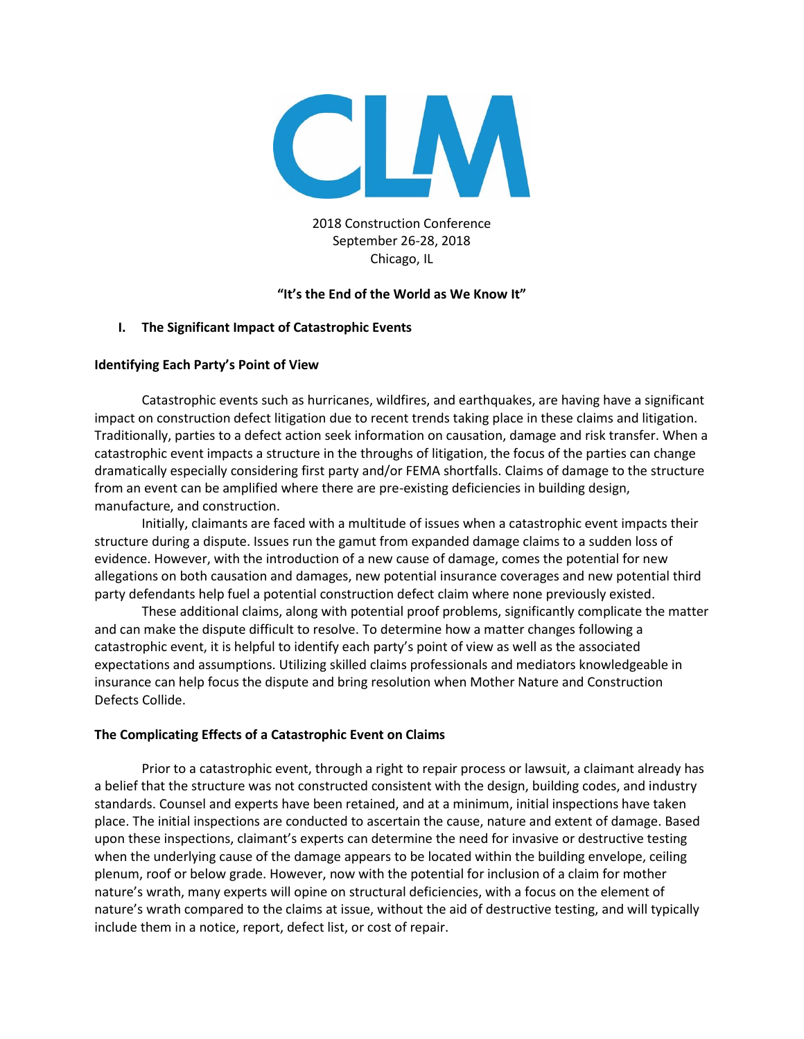CLM

2018 Construction Conference
September 26-28, 2018
Chicago, IL

**"It's the End of the World as We Know It"**

## I. The Significant Impact of Catastrophic Events

### Identifying Each Party's Point of View

Catastrophic events such as hurricanes, wildfires, and earthquakes, are having have a significant impact on construction defect litigation due to recent trends taking place in these claims and litigation. Traditionally, parties to a defect action seek information on causation, damage and risk transfer. When a catastrophic event impacts a structure in the throughs of litigation, the focus of the parties can change dramatically especially considering first party and/or FEMA shortfalls. Claims of damage to the structure from an event can be amplified where there are pre-existing deficiencies in building design, manufacture, and construction.

Initially, claimants are faced with a multitude of issues when a catastrophic event impacts their structure during a dispute. Issues run the gamut from expanded damage claims to a sudden loss of evidence. However, with the introduction of a new cause of damage, comes the potential for new allegations on both causation and damages, new potential insurance coverages and new potential third party defendants help fuel a potential construction defect claim where none previously existed.

These additional claims, along with potential proof problems, significantly complicate the matter and can make the dispute difficult to resolve. To determine how a matter changes following a catastrophic event, it is helpful to identify each party's point of view as well as the associated expectations and assumptions. Utilizing skilled claims professionals and mediators knowledgeable in insurance can help focus the dispute and bring resolution when Mother Nature and Construction Defects Collide.

### The Complicating Effects of a Catastrophic Event on Claims

Prior to a catastrophic event, through a right to repair process or lawsuit, a claimant already has a belief that the structure was not constructed consistent with the design, building codes, and industry standards. Counsel and experts have been retained, and at a minimum, initial inspections have taken place. The initial inspections are conducted to ascertain the cause, nature and extent of damage. Based upon these inspections, claimant's experts can determine the need for invasive or destructive testing when the underlying cause of the damage appears to be located within the building envelope, ceiling plenum, roof or below grade. However, now with the potential for inclusion of a claim for mother nature's wrath, many experts will opine on structural deficiencies, with a focus on the element of nature's wrath compared to the claims at issue, without the aid of destructive testing, and will typically include them in a notice, report, defect list, or cost of repair.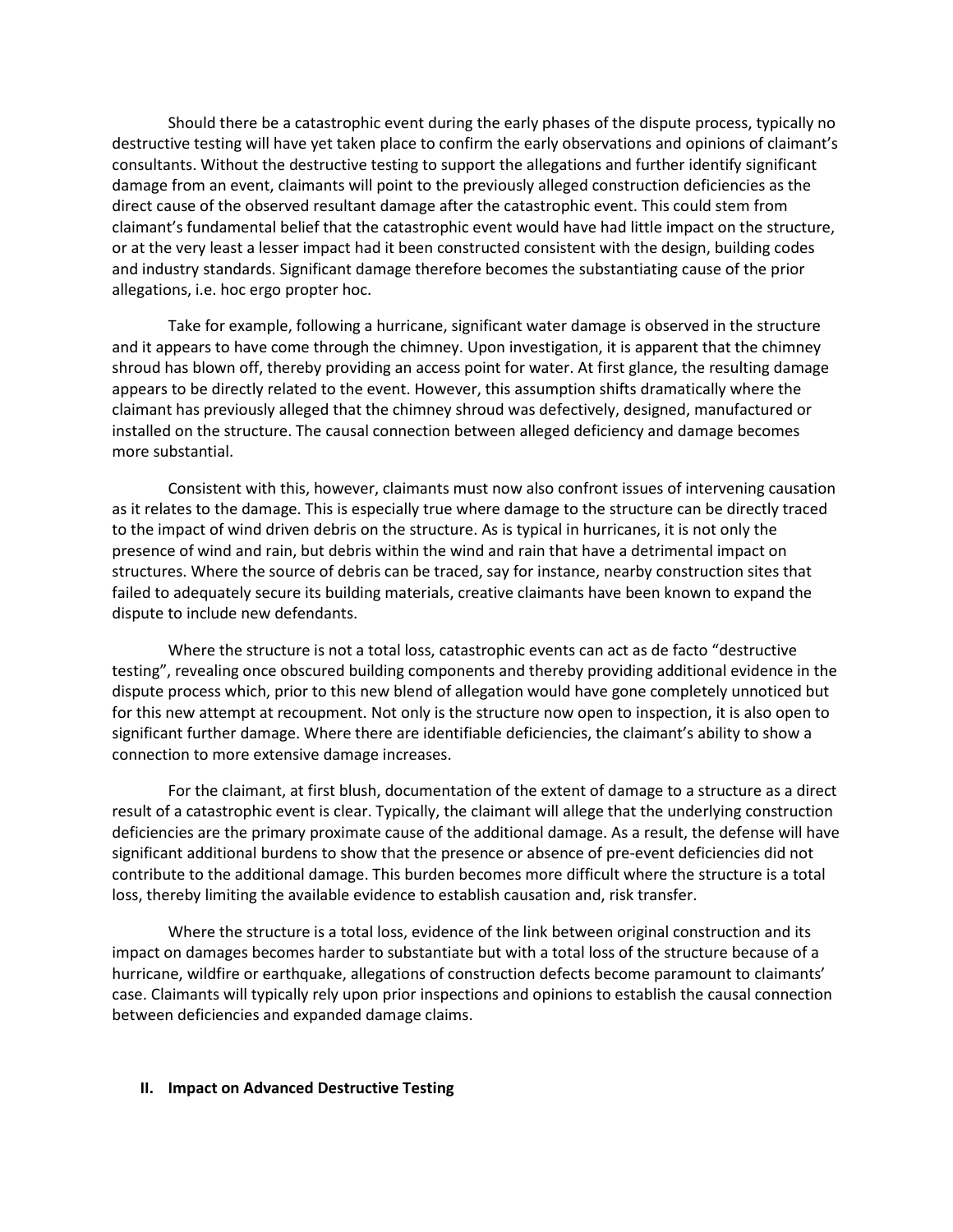Should there be a catastrophic event during the early phases of the dispute process, typically no destructive testing will have yet taken place to confirm the early observations and opinions of claimant's consultants. Without the destructive testing to support the allegations and further identify significant damage from an event, claimants will point to the previously alleged construction deficiencies as the direct cause of the observed resultant damage after the catastrophic event. This could stem from claimant's fundamental belief that the catastrophic event would have had little impact on the structure, or at the very least a lesser impact had it been constructed consistent with the design, building codes and industry standards. Significant damage therefore becomes the substantiating cause of the prior allegations, i.e. hoc ergo propter hoc.

Take for example, following a hurricane, significant water damage is observed in the structure and it appears to have come through the chimney. Upon investigation, it is apparent that the chimney shroud has blown off, thereby providing an access point for water. At first glance, the resulting damage appears to be directly related to the event. However, this assumption shifts dramatically where the claimant has previously alleged that the chimney shroud was defectively, designed, manufactured or installed on the structure. The causal connection between alleged deficiency and damage becomes more substantial.

Consistent with this, however, claimants must now also confront issues of intervening causation as it relates to the damage. This is especially true where damage to the structure can be directly traced to the impact of wind driven debris on the structure. As is typical in hurricanes, it is not only the presence of wind and rain, but debris within the wind and rain that have a detrimental impact on structures. Where the source of debris can be traced, say for instance, nearby construction sites that failed to adequately secure its building materials, creative claimants have been known to expand the dispute to include new defendants.

Where the structure is not a total loss, catastrophic events can act as de facto "destructive testing", revealing once obscured building components and thereby providing additional evidence in the dispute process which, prior to this new blend of allegation would have gone completely unnoticed but for this new attempt at recoupment. Not only is the structure now open to inspection, it is also open to significant further damage. Where there are identifiable deficiencies, the claimant's ability to show a connection to more extensive damage increases.

For the claimant, at first blush, documentation of the extent of damage to a structure as a direct result of a catastrophic event is clear. Typically, the claimant will allege that the underlying construction deficiencies are the primary proximate cause of the additional damage. As a result, the defense will have significant additional burdens to show that the presence or absence of pre-event deficiencies did not contribute to the additional damage. This burden becomes more difficult where the structure is a total loss, thereby limiting the available evidence to establish causation and, risk transfer.

Where the structure is a total loss, evidence of the link between original construction and its impact on damages becomes harder to substantiate but with a total loss of the structure because of a hurricane, wildfire or earthquake, allegations of construction defects become paramount to claimants' case. Claimants will typically rely upon prior inspections and opinions to establish the causal connection between deficiencies and expanded damage claims.

## II. Impact on Advanced Destructive Testing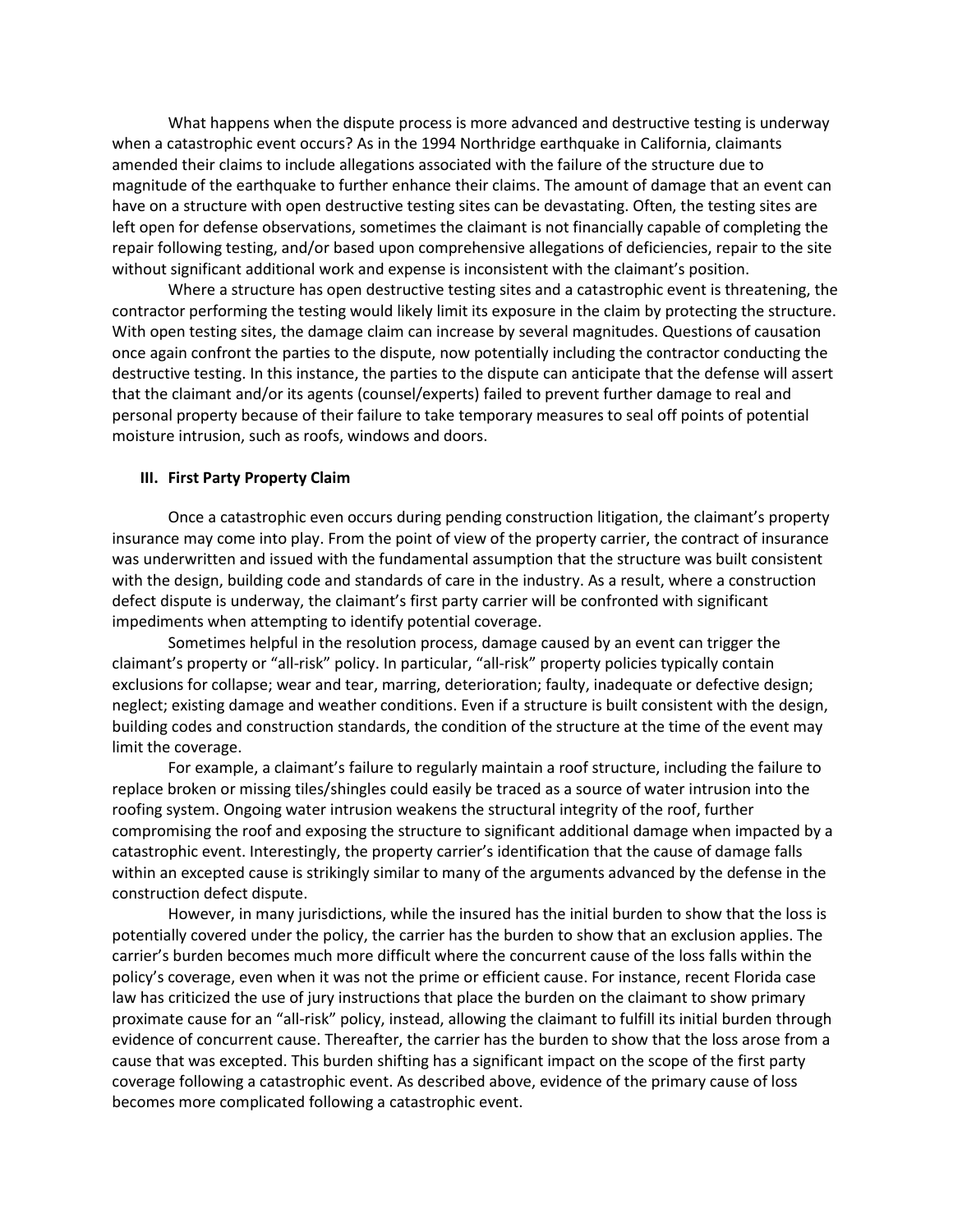What happens when the dispute process is more advanced and destructive testing is underway when a catastrophic event occurs? As in the 1994 Northridge earthquake in California, claimants amended their claims to include allegations associated with the failure of the structure due to magnitude of the earthquake to further enhance their claims. The amount of damage that an event can have on a structure with open destructive testing sites can be devastating. Often, the testing sites are left open for defense observations, sometimes the claimant is not financially capable of completing the repair following testing, and/or based upon comprehensive allegations of deficiencies, repair to the site without significant additional work and expense is inconsistent with the claimant's position.

Where a structure has open destructive testing sites and a catastrophic event is threatening, the contractor performing the testing would likely limit its exposure in the claim by protecting the structure. With open testing sites, the damage claim can increase by several magnitudes. Questions of causation once again confront the parties to the dispute, now potentially including the contractor conducting the destructive testing. In this instance, the parties to the dispute can anticipate that the defense will assert that the claimant and/or its agents (counsel/experts) failed to prevent further damage to real and personal property because of their failure to take temporary measures to seal off points of potential moisture intrusion, such as roofs, windows and doors.

### III. First Party Property Claim

Once a catastrophic even occurs during pending construction litigation, the claimant's property insurance may come into play. From the point of view of the property carrier, the contract of insurance was underwritten and issued with the fundamental assumption that the structure was built consistent with the design, building code and standards of care in the industry. As a result, where a construction defect dispute is underway, the claimant's first party carrier will be confronted with significant impediments when attempting to identify potential coverage.

Sometimes helpful in the resolution process, damage caused by an event can trigger the claimant's property or "all-risk" policy. In particular, "all-risk" property policies typically contain exclusions for collapse; wear and tear, marring, deterioration; faulty, inadequate or defective design; neglect; existing damage and weather conditions. Even if a structure is built consistent with the design, building codes and construction standards, the condition of the structure at the time of the event may limit the coverage.

For example, a claimant's failure to regularly maintain a roof structure, including the failure to replace broken or missing tiles/shingles could easily be traced as a source of water intrusion into the roofing system. Ongoing water intrusion weakens the structural integrity of the roof, further compromising the roof and exposing the structure to significant additional damage when impacted by a catastrophic event. Interestingly, the property carrier's identification that the cause of damage falls within an excepted cause is strikingly similar to many of the arguments advanced by the defense in the construction defect dispute.

However, in many jurisdictions, while the insured has the initial burden to show that the loss is potentially covered under the policy, the carrier has the burden to show that an exclusion applies. The carrier's burden becomes much more difficult where the concurrent cause of the loss falls within the policy's coverage, even when it was not the prime or efficient cause. For instance, recent Florida case law has criticized the use of jury instructions that place the burden on the claimant to show primary proximate cause for an "all-risk" policy, instead, allowing the claimant to fulfill its initial burden through evidence of concurrent cause. Thereafter, the carrier has the burden to show that the loss arose from a cause that was excepted. This burden shifting has a significant impact on the scope of the first party coverage following a catastrophic event. As described above, evidence of the primary cause of loss becomes more complicated following a catastrophic event.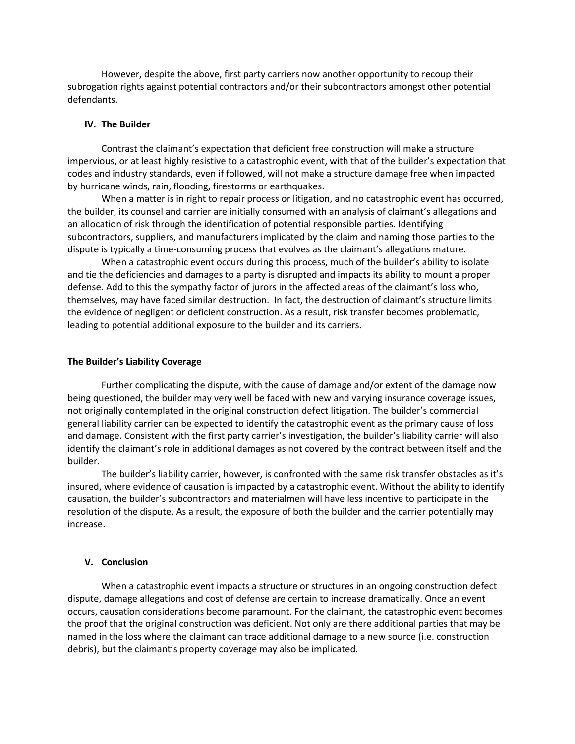However, despite the above, first party carriers now another opportunity to recoup their subrogation rights against potential contractors and/or their subcontractors amongst other potential defendants.

## IV. The Builder

Contrast the claimant's expectation that deficient free construction will make a structure impervious, or at least highly resistive to a catastrophic event, with that of the builder's expectation that codes and industry standards, even if followed, will not make a structure damage free when impacted by hurricane winds, rain, flooding, firestorms or earthquakes.

When a matter is in right to repair process or litigation, and no catastrophic event has occurred, the builder, its counsel and carrier are initially consumed with an analysis of claimant's allegations and an allocation of risk through the identification of potential responsible parties. Identifying subcontractors, suppliers, and manufacturers implicated by the claim and naming those parties to the dispute is typically a time-consuming process that evolves as the claimant's allegations mature.

When a catastrophic event occurs during this process, much of the builder's ability to isolate and tie the deficiencies and damages to a party is disrupted and impacts its ability to mount a proper defense. Add to this the sympathy factor of jurors in the affected areas of the claimant's loss who, themselves, may have faced similar destruction. In fact, the destruction of claimant's structure limits the evidence of negligent or deficient construction. As a result, risk transfer becomes problematic, leading to potential additional exposure to the builder and its carriers.

### The Builder's Liability Coverage

Further complicating the dispute, with the cause of damage and/or extent of the damage now being questioned, the builder may very well be faced with new and varying insurance coverage issues, not originally contemplated in the original construction defect litigation. The builder's commercial general liability carrier can be expected to identify the catastrophic event as the primary cause of loss and damage. Consistent with the first party carrier's investigation, the builder's liability carrier will also identify the claimant's role in additional damages as not covered by the contract between itself and the builder.

The builder's liability carrier, however, is confronted with the same risk transfer obstacles as it's insured, where evidence of causation is impacted by a catastrophic event. Without the ability to identify causation, the builder's subcontractors and materialmen will have less incentive to participate in the resolution of the dispute. As a result, the exposure of both the builder and the carrier potentially may increase.

## V. Conclusion

When a catastrophic event impacts a structure or structures in an ongoing construction defect dispute, damage allegations and cost of defense are certain to increase dramatically. Once an event occurs, causation considerations become paramount. For the claimant, the catastrophic event becomes the proof that the original construction was deficient. Not only are there additional parties that may be named in the loss where the claimant can trace additional damage to a new source (i.e. construction debris), but the claimant's property coverage may also be implicated.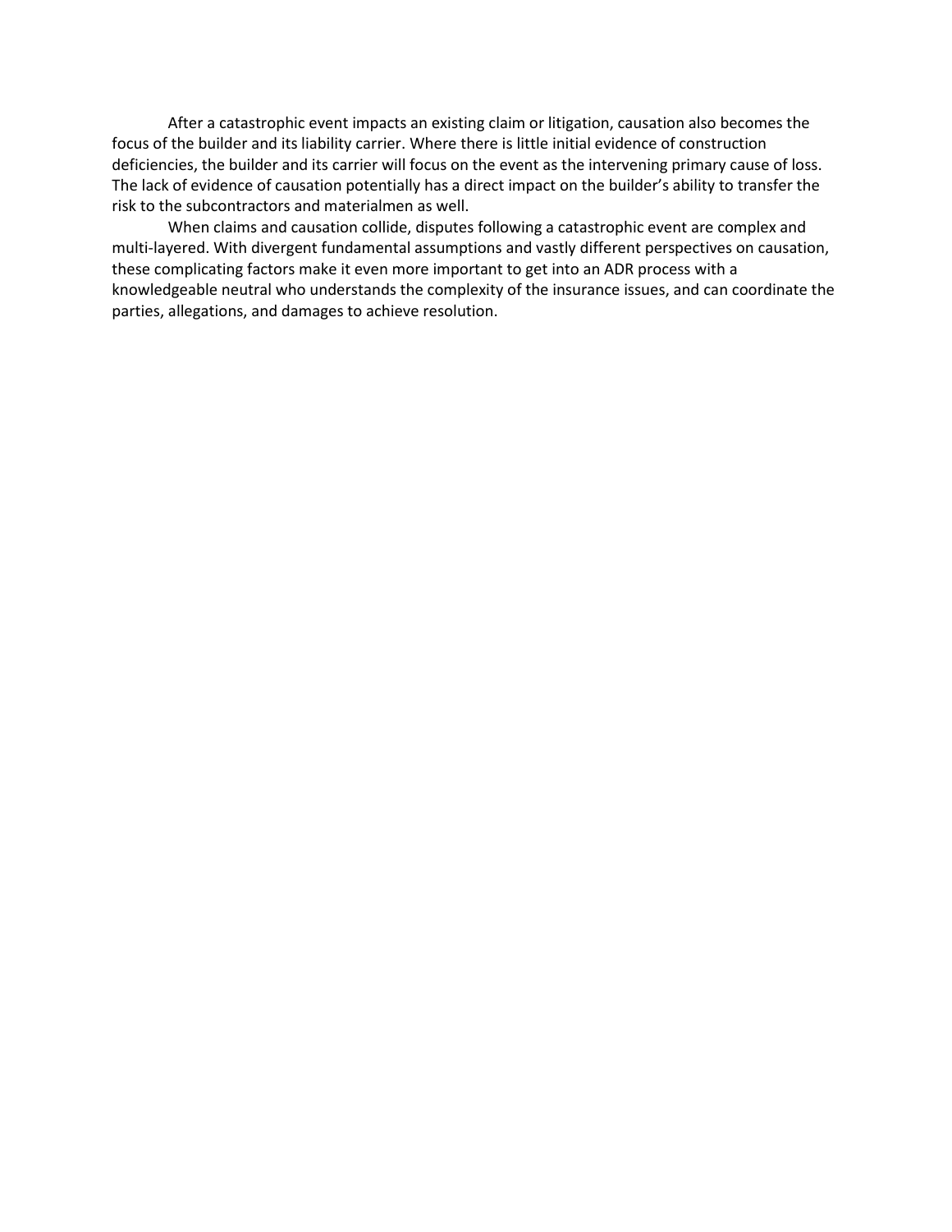After a catastrophic event impacts an existing claim or litigation, causation also becomes the focus of the builder and its liability carrier. Where there is little initial evidence of construction deficiencies, the builder and its carrier will focus on the event as the intervening primary cause of loss. The lack of evidence of causation potentially has a direct impact on the builder's ability to transfer the risk to the subcontractors and materialmen as well.

When claims and causation collide, disputes following a catastrophic event are complex and multi-layered. With divergent fundamental assumptions and vastly different perspectives on causation, these complicating factors make it even more important to get into an ADR process with a knowledgeable neutral who understands the complexity of the insurance issues, and can coordinate the parties, allegations, and damages to achieve resolution.